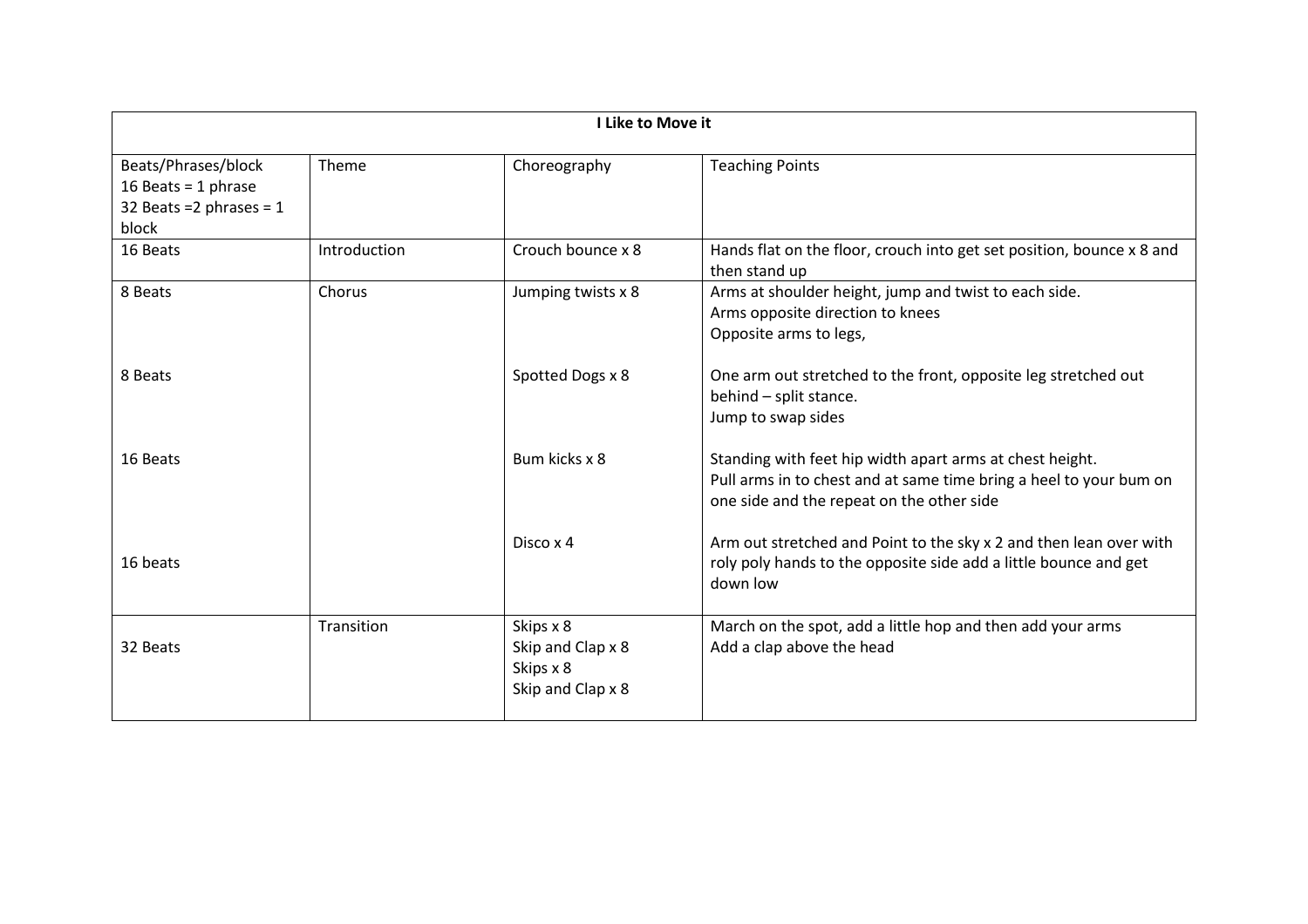| I Like to Move it | | | |
|---|---|---|---|
| Beats/Phrases/block<br>16 Beats = 1 phrase<br>32 Beats =2 phrases = 1 block | Theme | Choreography | Teaching Points |
| 16 Beats | Introduction | Crouch bounce x 8 | Hands flat on the floor, crouch into get set position, bounce x 8 and then stand up |
| 8 Beats<br><br>8 Beats<br><br>16 Beats<br><br>16 beats | Chorus | Jumping twists x 8<br><br>Spotted Dogs x 8<br><br>Bum kicks x 8<br><br>Disco x 4 | Arms at shoulder height, jump and twist to each side.<br>Arms opposite direction to knees<br>Opposite arms to legs,<br><br>One arm out stretched to the front, opposite leg stretched out behind – split stance.<br>Jump to swap sides<br><br>Standing with feet hip width apart arms at chest height.<br>Pull arms in to chest and at same time bring a heel to your bum on one side and the repeat on the other side<br><br>Arm out stretched and Point to the sky x 2 and then lean over with roly poly hands to the opposite side add a little bounce and get down low |
| 32 Beats | Transition | Skips x 8<br>Skip and Clap x 8<br>Skips x 8<br>Skip and Clap x 8 | March on the spot, add a little hop and then add your arms<br>Add a clap above the head |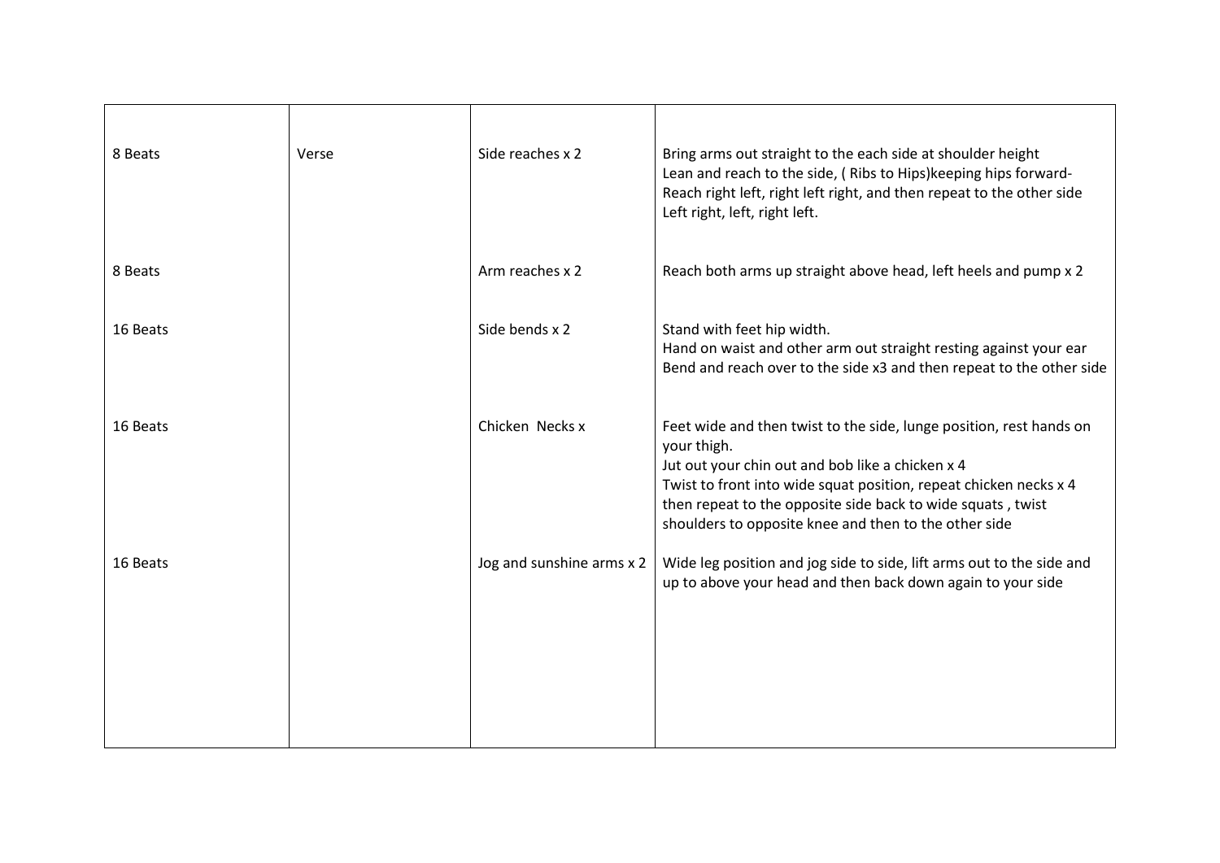| | | | |
|---|---|---|---|
| 8 Beats | Verse | Side reaches x 2 | Bring arms out straight to the each side at shoulder height<br>Lean and reach to the side, ( Ribs to Hips)keeping hips forward-<br>Reach right left, right left right, and then repeat to the other side<br>Left right, left, right left. |
| 8 Beats | | Arm reaches x 2 | Reach both arms up straight above head, left heels and pump x 2 |
| 16 Beats | | Side bends x 2 | Stand with feet hip width.<br>Hand on waist and other arm out straight resting against your ear<br>Bend and reach over to the side x3 and then repeat to the other side |
| 16 Beats | | Chicken Necks x | Feet wide and then twist to the side, lunge position, rest hands on your thigh.<br>Jut out your chin out and bob like a chicken x 4<br>Twist to front into wide squat position, repeat chicken necks x 4<br>then repeat to the opposite side back to wide squats , twist shoulders to opposite knee and then to the other side |
| 16 Beats | | Jog and sunshine arms x 2 | Wide leg position and jog side to side, lift arms out to the side and up to above your head and then back down again to your side |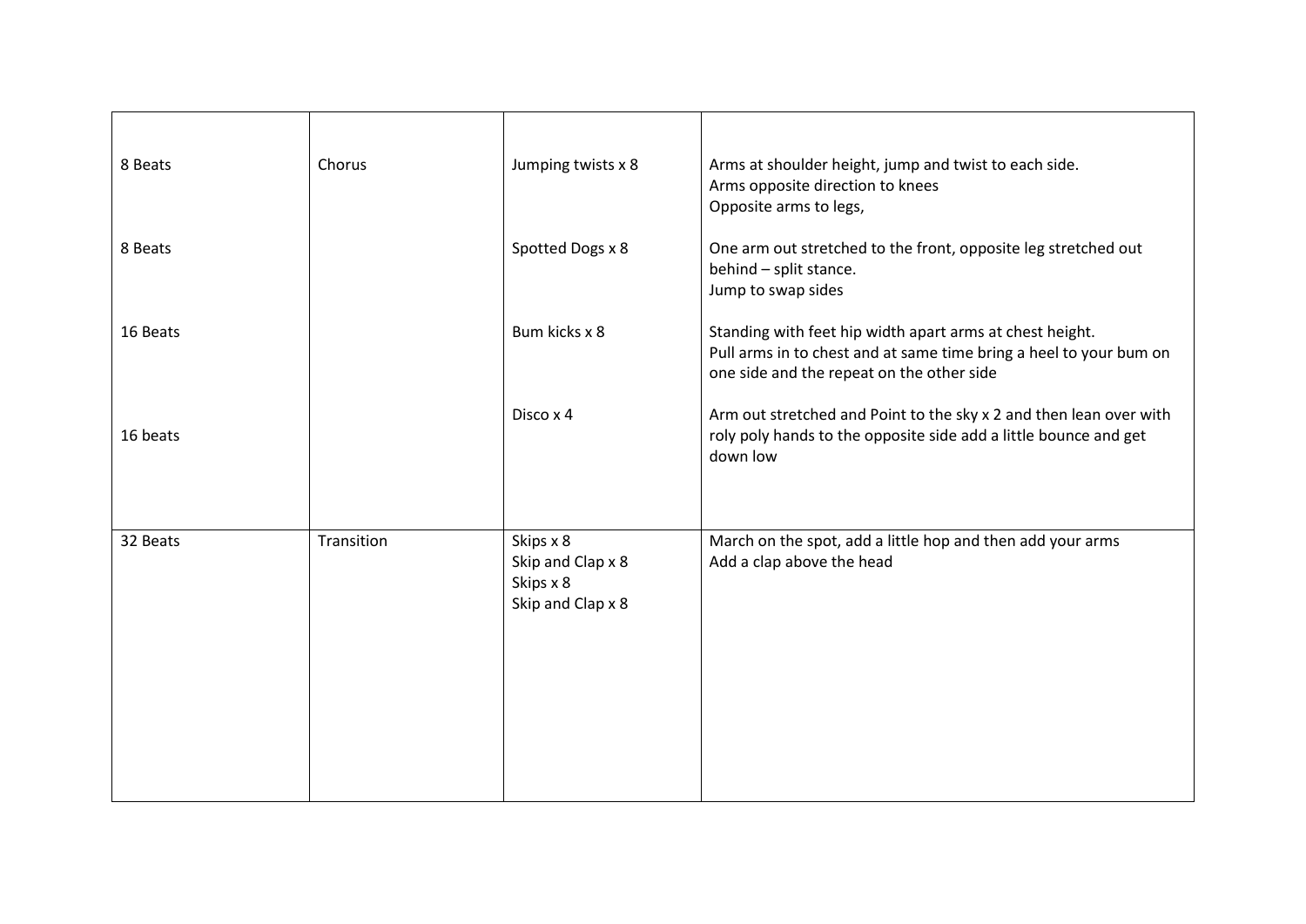| | | | |
|---|---|---|---|
| 8 Beats<br><br>8 Beats<br><br>16 Beats<br><br>16 beats | Chorus | Jumping twists x 8<br><br>Spotted Dogs x 8<br><br>Bum kicks x 8<br><br>Disco x 4 | Arms at shoulder height, jump and twist to each side.<br>Arms opposite direction to knees<br>Opposite arms to legs,<br><br>One arm out stretched to the front, opposite leg stretched out behind – split stance.<br>Jump to swap sides<br><br>Standing with feet hip width apart arms at chest height.<br>Pull arms in to chest and at same time bring a heel to your bum on one side and the repeat on the other side<br><br>Arm out stretched and Point to the sky x 2 and then lean over with roly poly hands to the opposite side add a little bounce and get down low |
| 32 Beats | Transition | Skips x 8<br>Skip and Clap x 8<br>Skips x 8<br>Skip and Clap x 8 | March on the spot, add a little hop and then add your arms<br>Add a clap above the head |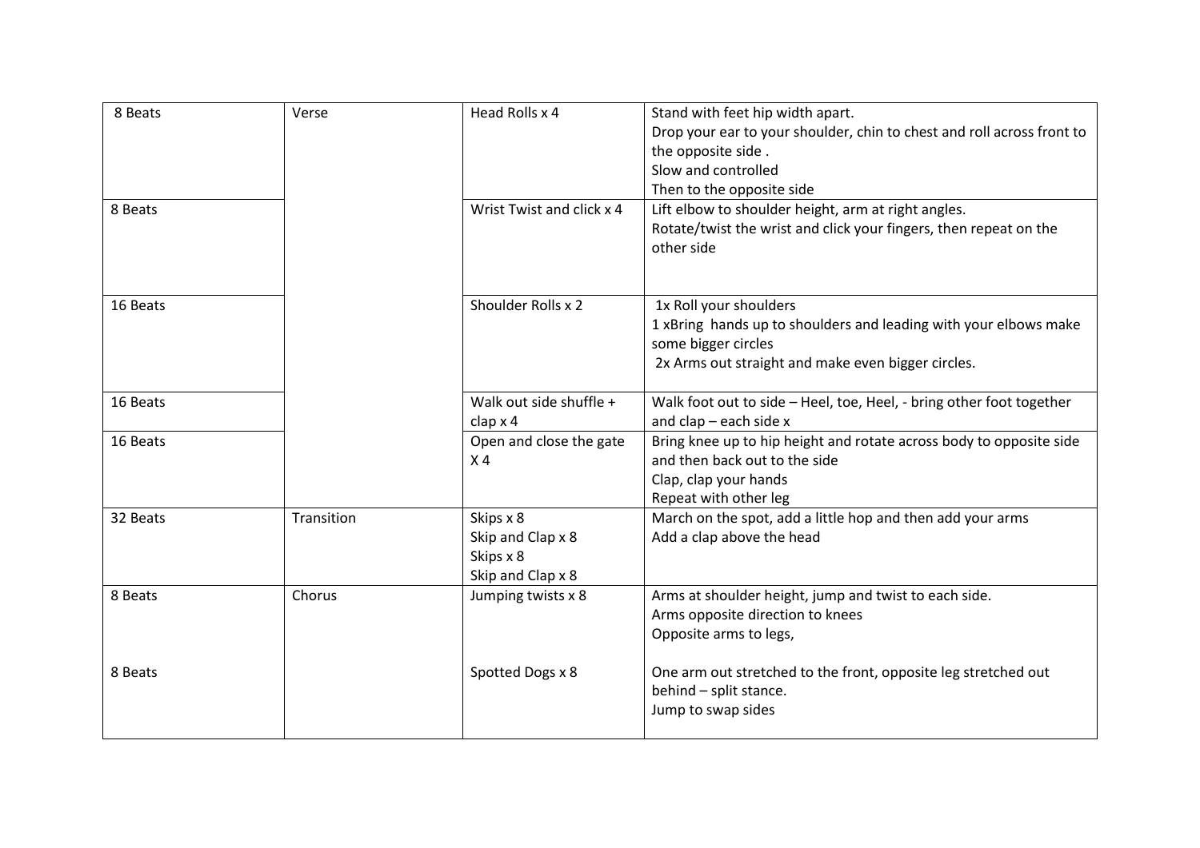| 8 Beats | Verse | Head Rolls x 4 | Stand with feet hip width apart.<br>Drop your ear to your shoulder, chin to chest and roll across front to the opposite side .<br>Slow and controlled<br>Then to the opposite side |
|---|---|---|---|
| 8 Beats | | Wrist Twist and click x 4 | Lift elbow to shoulder height, arm at right angles.<br>Rotate/twist the wrist and click your fingers, then repeat on the other side |
| 16 Beats | | Shoulder Rolls x 2 | 1x Roll your shoulders<br>1 xBring hands up to shoulders and leading with your elbows make some bigger circles<br>2x Arms out straight and make even bigger circles. |
| 16 Beats | | Walk out side shuffle + clap x 4 | Walk foot out to side – Heel, toe, Heel, - bring other foot together and clap – each side x |
| 16 Beats | | Open and close the gate X 4 | Bring knee up to hip height and rotate across body to opposite side and then back out to the side<br>Clap, clap your hands<br>Repeat with other leg |
| 32 Beats | Transition | Skips x 8<br>Skip and Clap x 8<br>Skips x 8<br>Skip and Clap x 8 | March on the spot, add a little hop and then add your arms<br>Add a clap above the head |
| 8 Beats<br><br>8 Beats | Chorus | Jumping twists x 8<br><br>Spotted Dogs x 8 | Arms at shoulder height, jump and twist to each side.<br>Arms opposite direction to knees<br>Opposite arms to legs,<br><br>One arm out stretched to the front, opposite leg stretched out behind – split stance.<br>Jump to swap sides |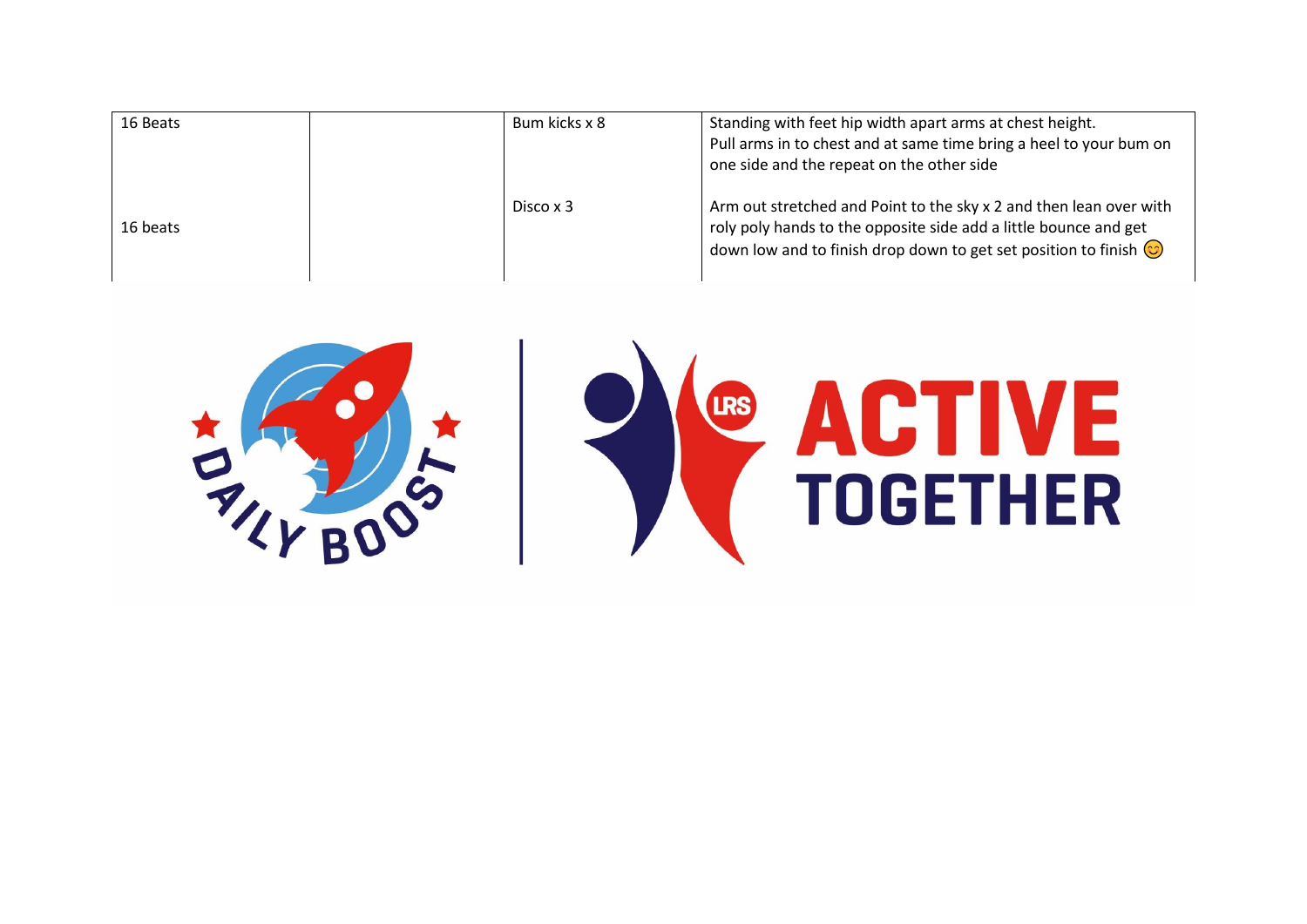| | | | |
|---|---|---|---|
| 16 Beats | | Bum kicks x 8 | Standing with feet hip width apart arms at chest height. Pull arms in to chest and at same time bring a heel to your bum on one side and the repeat on the other side |
| 16 beats | | Disco x 3 | Arm out stretched and Point to the sky x 2 and then lean over with roly poly hands to the opposite side add a little bounce and get down low and to finish drop down to get set position to finish 😊 |

DAILY BOOST

LRS ACTIVE TOGETHER